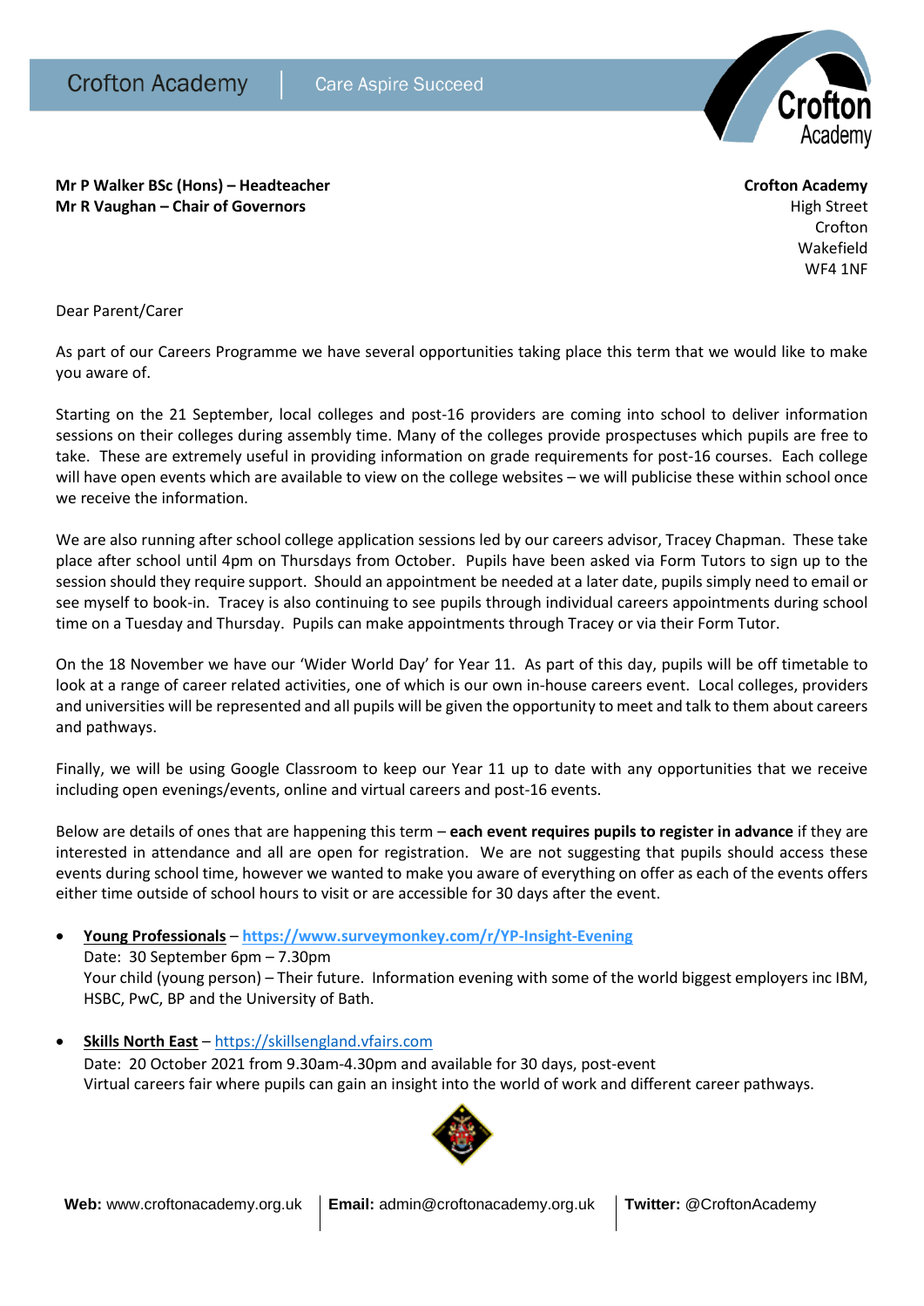Crofton Academy | Care Aspire Succeed

**Mr P Walker BSc (Hons) – Headteacher**
**Mr R Vaughan – Chair of Governors**

**Crofton Academy**
High Street
Crofton
Wakefield
WF4 1NF

Dear Parent/Carer

As part of our Careers Programme we have several opportunities taking place this term that we would like to make you aware of.

Starting on the 21 September, local colleges and post-16 providers are coming into school to deliver information sessions on their colleges during assembly time. Many of the colleges provide prospectuses which pupils are free to take. These are extremely useful in providing information on grade requirements for post-16 courses. Each college will have open events which are available to view on the college websites – we will publicise these within school once we receive the information.

We are also running after school college application sessions led by our careers advisor, Tracey Chapman. These take place after school until 4pm on Thursdays from October. Pupils have been asked via Form Tutors to sign up to the session should they require support. Should an appointment be needed at a later date, pupils simply need to email or see myself to book-in. Tracey is also continuing to see pupils through individual careers appointments during school time on a Tuesday and Thursday. Pupils can make appointments through Tracey or via their Form Tutor.

On the 18 November we have our 'Wider World Day' for Year 11. As part of this day, pupils will be off timetable to look at a range of career related activities, one of which is our own in-house careers event. Local colleges, providers and universities will be represented and all pupils will be given the opportunity to meet and talk to them about careers and pathways.

Finally, we will be using Google Classroom to keep our Year 11 up to date with any opportunities that we receive including open evenings/events, online and virtual careers and post-16 events.

Below are details of ones that are happening this term – **each event requires pupils to register in advance** if they are interested in attendance and all are open for registration. We are not suggesting that pupils should access these events during school time, however we wanted to make you aware of everything on offer as each of the events offers either time outside of school hours to visit or are accessible for 30 days after the event.

- **Young Professionals** – **https://www.surveymonkey.com/r/YP-Insight-Evening**
  Date: 30 September 6pm – 7.30pm
  Your child (young person) – Their future. Information evening with some of the world biggest employers inc IBM, HSBC, PwC, BP and the University of Bath.

- **Skills North East** – https://skillsengland.vfairs.com
  Date: 20 October 2021 from 9.30am-4.30pm and available for 30 days, post-event
  Virtual careers fair where pupils can gain an insight into the world of work and different career pathways.

**Web:** www.croftonacademy.org.uk | **Email:** admin@croftonacademy.org.uk | **Twitter:** @CroftonAcademy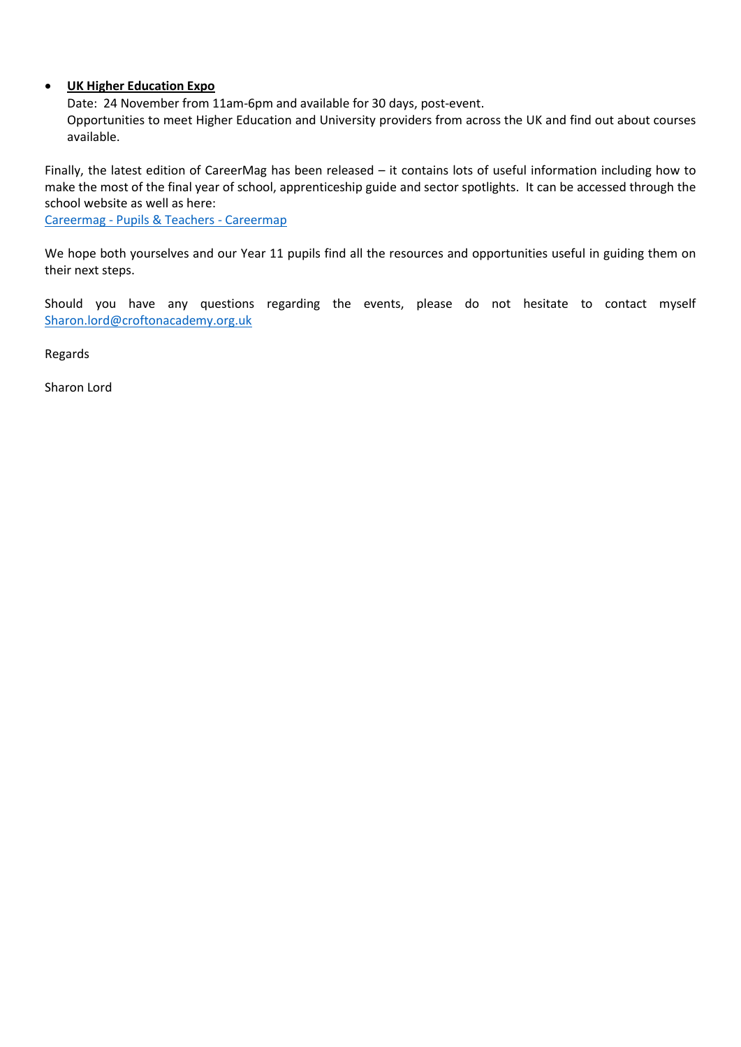- **UK Higher Education Expo**
  Date: 24 November from 11am-6pm and available for 30 days, post-event.
  Opportunities to meet Higher Education and University providers from across the UK and find out about courses available.

Finally, the latest edition of CareerMag has been released – it contains lots of useful information including how to make the most of the final year of school, apprenticeship guide and sector spotlights. It can be accessed through the school website as well as here:
Careermag - Pupils & Teachers - Careermap

We hope both yourselves and our Year 11 pupils find all the resources and opportunities useful in guiding them on their next steps.

Should you have any questions regarding the events, please do not hesitate to contact myself Sharon.lord@croftonacademy.org.uk

Regards

Sharon Lord